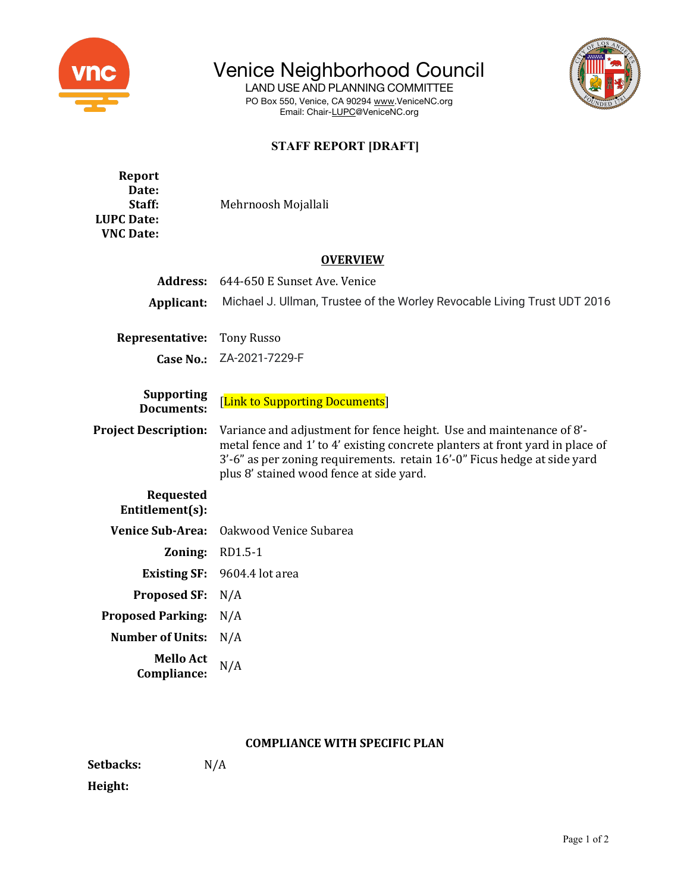# Venice Neighborhood Council

LAND USE AND PLANNING COMMITTEE

PO Box 550, Venice, CA 90294 www.VeniceNC.org

Email: Chair-LUPC@VeniceNC.org

## STAFF REPORT [DRAFT]

**Report Date:**

**Staff:** Mehrnoosh Mojallali

**LUPC Date:**

**VNC Date:**

## OVERVIEW

**Address:** 644-650 E Sunset Ave. Venice

**Applicant:** Michael J. Ullman, Trustee of the Worley Revocable Living Trust UDT 2016

**Representative:** Tony Russo

**Case No.:** ZA-2021-7229-F

**Supporting Documents:** [Link to Supporting Documents]

**Project Description:** Variance and adjustment for fence height. Use and maintenance of 8'-metal fence and 1' to 4' existing concrete planters at front yard in place of 3'-6" as per zoning requirements. retain 16'-0" Ficus hedge at side yard plus 8' stained wood fence at side yard.

**Requested Entitlement(s):**

**Venice Sub-Area:** Oakwood Venice Subarea

**Zoning:** RD1.5-1

**Existing SF:** 9604.4 lot area

**Proposed SF:** N/A

**Proposed Parking:** N/A

**Number of Units:** N/A

**Mello Act Compliance:** N/A

## COMPLIANCE WITH SPECIFIC PLAN

**Setbacks:** N/A

**Height:**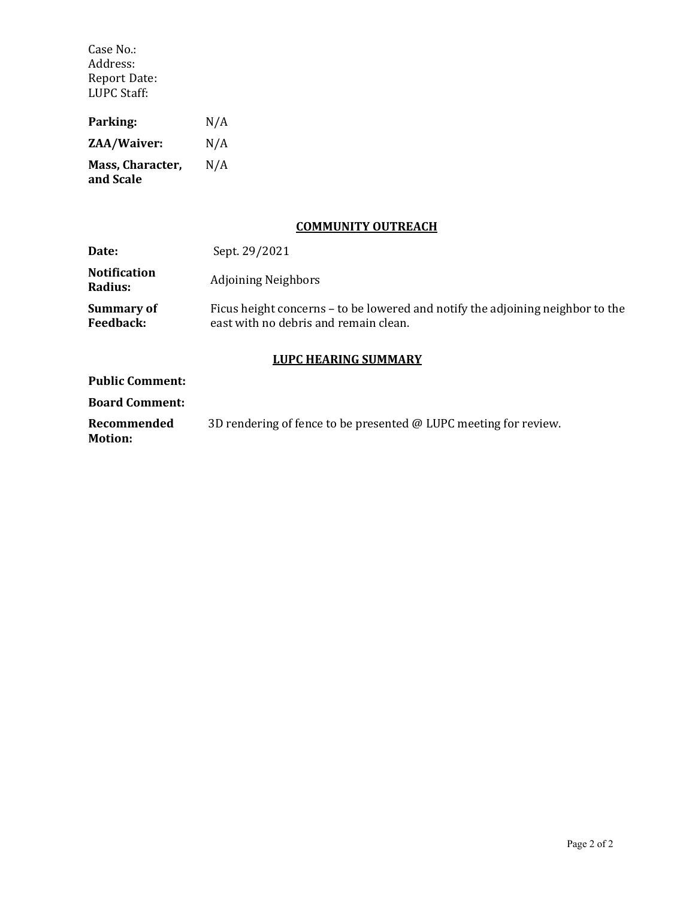Case No.:
Address:
Report Date:
LUPC Staff:

| | |
|---|---|
| **Parking:** | N/A |
| **ZAA/Waiver:** | N/A |
| **Mass, Character, and Scale** | N/A |

## COMMUNITY OUTREACH

| | |
|---|---|
| **Date:** | Sept. 29/2021 |
| **Notification Radius:** | Adjoining Neighbors |
| **Summary of Feedback:** | Ficus height concerns – to be lowered and notify the adjoining neighbor to the east with no debris and remain clean. |

## LUPC HEARING SUMMARY

| | |
|---|---|
| **Public Comment:** | |
| **Board Comment:** | |
| **Recommended Motion:** | 3D rendering of fence to be presented @ LUPC meeting for review. |